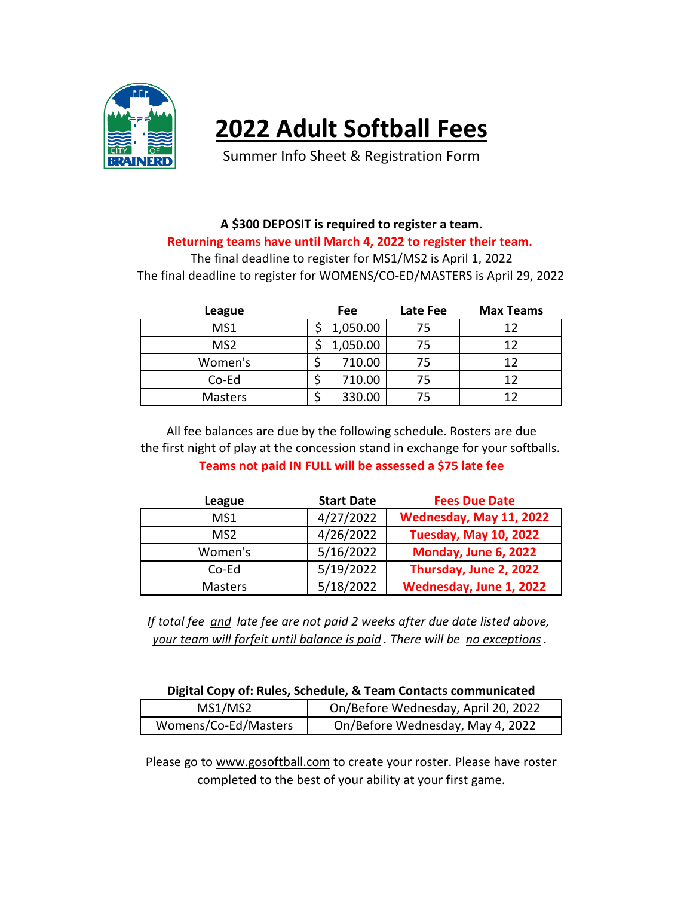# 2022 Adult Softball Fees

Summer Info Sheet & Registration Form

**A $300 DEPOSIT is required to register a team.**

**Returning teams have until March 4, 2022 to register their team.**

The final deadline to register for MS1/MS2 is April 1, 2022

The final deadline to register for WOMENS/CO-ED/MASTERS is April 29, 2022

| League | Fee | Late Fee | Max Teams |
|---|---|---|---|
| MS1 | $ 1,050.00 | 75 | 12 |
| MS2 | $ 1,050.00 | 75 | 12 |
| Women's | $ 710.00 | 75 | 12 |
| Co-Ed | $ 710.00 | 75 | 12 |
| Masters | $ 330.00 | 75 | 12 |

All fee balances are due by the following schedule. Rosters are due the first night of play at the concession stand in exchange for your softballs.

**Teams not paid IN FULL will be assessed a $75 late fee**

| League | Start Date | Fees Due Date |
|---|---|---|
| MS1 | 4/27/2022 | **Wednesday, May 11, 2022** |
| MS2 | 4/26/2022 | **Tuesday, May 10, 2022** |
| Women's | 5/16/2022 | **Monday, June 6, 2022** |
| Co-Ed | 5/19/2022 | **Thursday, June 2, 2022** |
| Masters | 5/18/2022 | **Wednesday, June 1, 2022** |

*If total fee and late fee are not paid 2 weeks after due date listed above, your team will forfeit until balance is paid. There will be no exceptions.*

| **Digital Copy of: Rules, Schedule, & Team Contacts communicated** | |
|---|---|
| MS1/MS2 | On/Before Wednesday, April 20, 2022 |
| Womens/Co-Ed/Masters | On/Before Wednesday, May 4, 2022 |

Please go to www.gosoftball.com to create your roster. Please have roster completed to the best of your ability at your first game.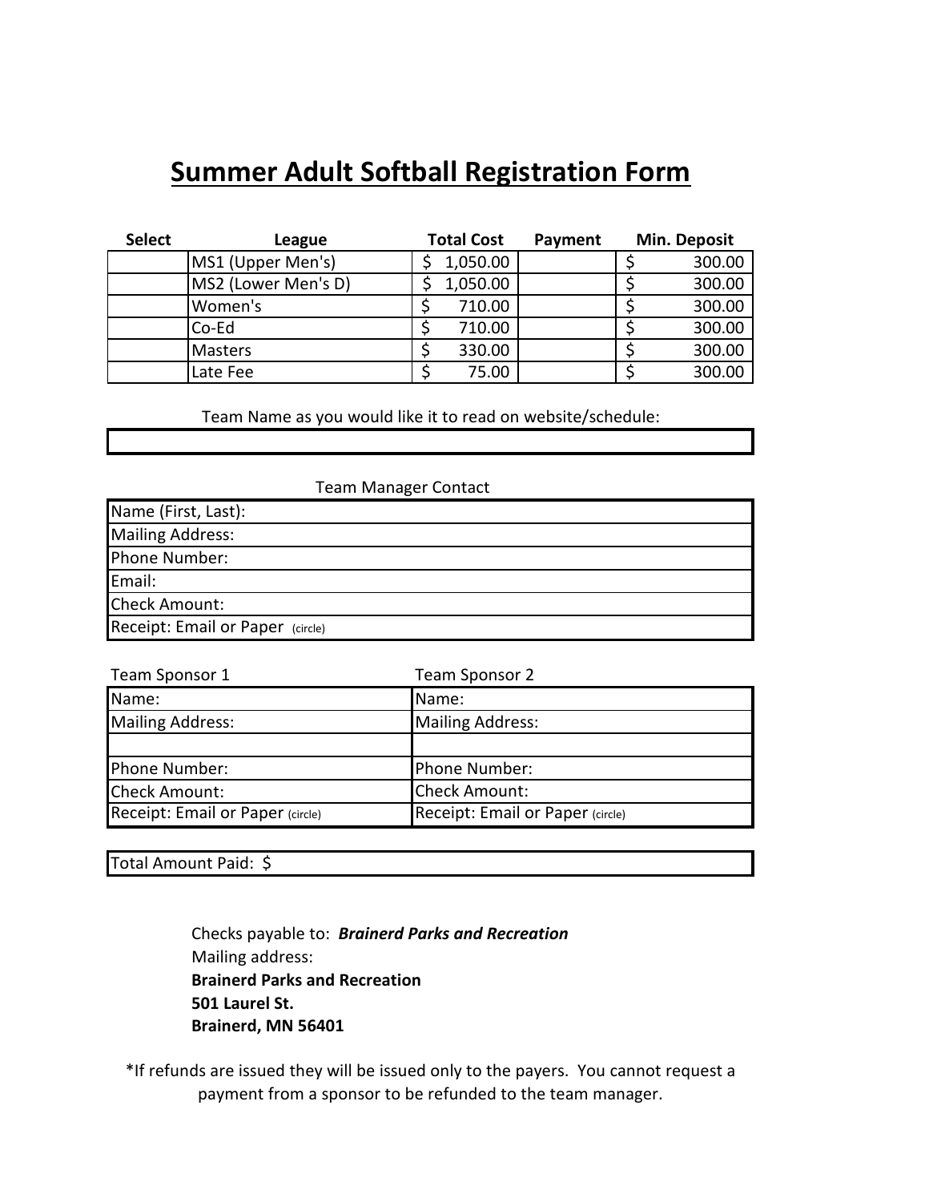# Summer Adult Softball Registration Form

| Select | League | Total Cost | Payment | Min. Deposit |
|---|---|---|---|---|
| | MS1 (Upper Men's) | $ 1,050.00 | | $ 300.00 |
| | MS2 (Lower Men's D) | $ 1,050.00 | | $ 300.00 |
| | Women's | $ 710.00 | | $ 300.00 |
| | Co-Ed | $ 710.00 | | $ 300.00 |
| | Masters | $ 330.00 | | $ 300.00 |
| | Late Fee | $ 75.00 | | $ 300.00 |

Team Name as you would like it to read on website/schedule:

| |
|---|
| |

Team Manager Contact

| |
|---|
| Name (First, Last): |
| Mailing Address: |
| Phone Number: |
| Email: |
| Check Amount: |
| Receipt: Email or Paper (circle) |

| Team Sponsor 1 | Team Sponsor 2 |
|---|---|
| Name: | Name: |
| Mailing Address: | Mailing Address: |
| | |
| Phone Number: | Phone Number: |
| Check Amount: | Check Amount: |
| Receipt: Email or Paper (circle) | Receipt: Email or Paper (circle) |

| |
|---|
| Total Amount Paid: $ |

Checks payable to: ***Brainerd Parks and Recreation***

Mailing address:

**Brainerd Parks and Recreation**
**501 Laurel St.**
**Brainerd, MN 56401**

*If refunds are issued they will be issued only to the payers. You cannot request a payment from a sponsor to be refunded to the team manager.